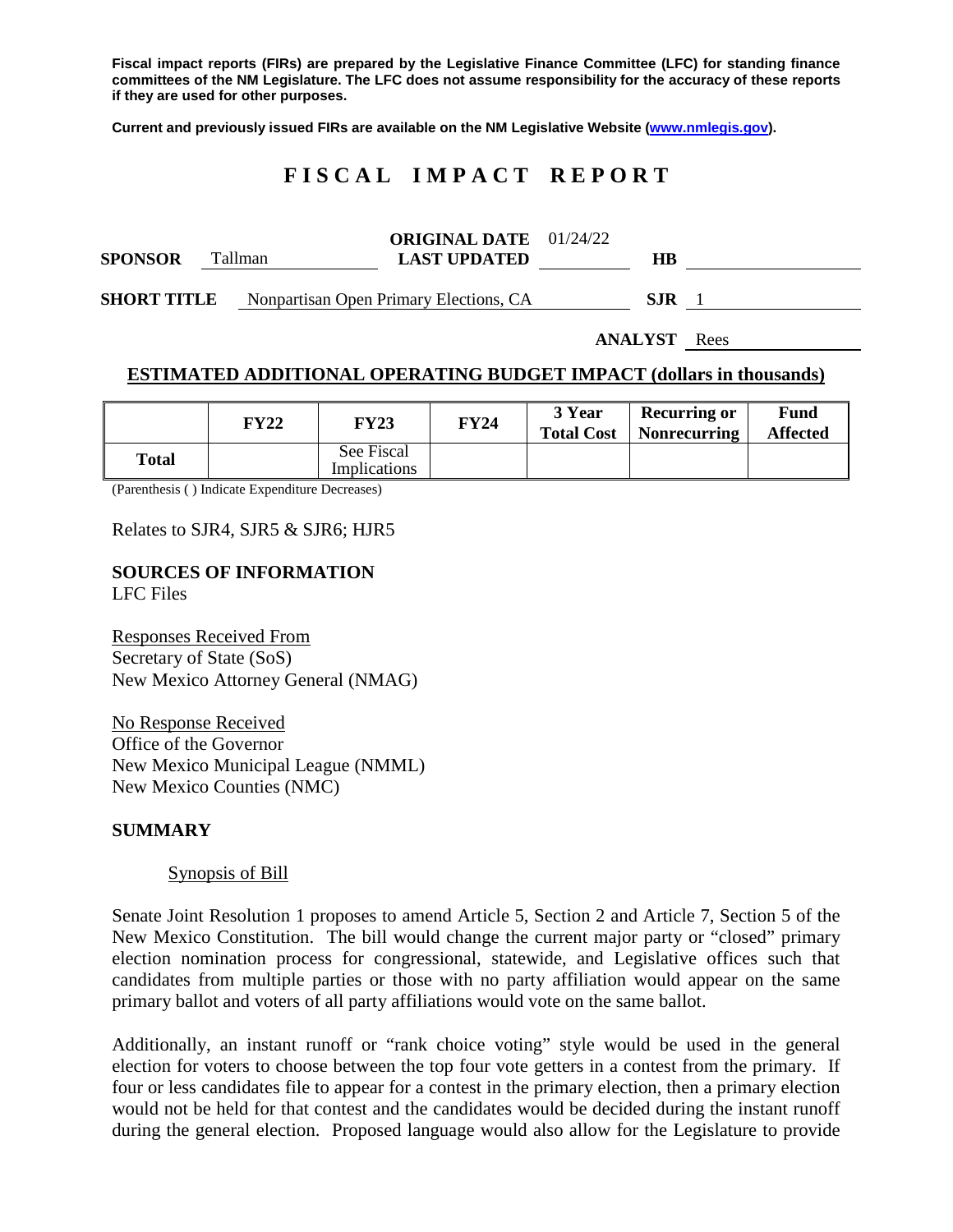**Fiscal impact reports (FIRs) are prepared by the Legislative Finance Committee (LFC) for standing finance committees of the NM Legislature. The LFC does not assume responsibility for the accuracy of these reports if they are used for other purposes.**

**Current and previously issued FIRs are available on the NM Legislative Website (www.nmlegis.gov).**

# FISCAL IMPACT REPORT

| | | | | | |
|---|---|---|---|---|---|
| **SPONSOR** | Tallman | **ORIGINAL DATE** / **LAST UPDATED** | 01/24/22 | **HB** | |
| **SHORT TITLE** | Nonpartisan Open Primary Elections, CA | | | **SJR** | 1 |
| | | | | **ANALYST** | Rees |

## ESTIMATED ADDITIONAL OPERATING BUDGET IMPACT (dollars in thousands)

| | FY22 | FY23 | FY24 | 3 Year Total Cost | Recurring or Nonrecurring | Fund Affected |
|---|---|---|---|---|---|---|
| **Total** | | See Fiscal Implications | | | | |

(Parenthesis ( ) Indicate Expenditure Decreases)

Relates to SJR4, SJR5 & SJR6; HJR5

**SOURCES OF INFORMATION**
LFC Files

Responses Received From
Secretary of State (SoS)
New Mexico Attorney General (NMAG)

No Response Received
Office of the Governor
New Mexico Municipal League (NMML)
New Mexico Counties (NMC)

## SUMMARY

Synopsis of Bill

Senate Joint Resolution 1 proposes to amend Article 5, Section 2 and Article 7, Section 5 of the New Mexico Constitution. The bill would change the current major party or "closed" primary election nomination process for congressional, statewide, and Legislative offices such that candidates from multiple parties or those with no party affiliation would appear on the same primary ballot and voters of all party affiliations would vote on the same ballot.

Additionally, an instant runoff or "rank choice voting" style would be used in the general election for voters to choose between the top four vote getters in a contest from the primary. If four or less candidates file to appear for a contest in the primary election, then a primary election would not be held for that contest and the candidates would be decided during the instant runoff during the general election. Proposed language would also allow for the Legislature to provide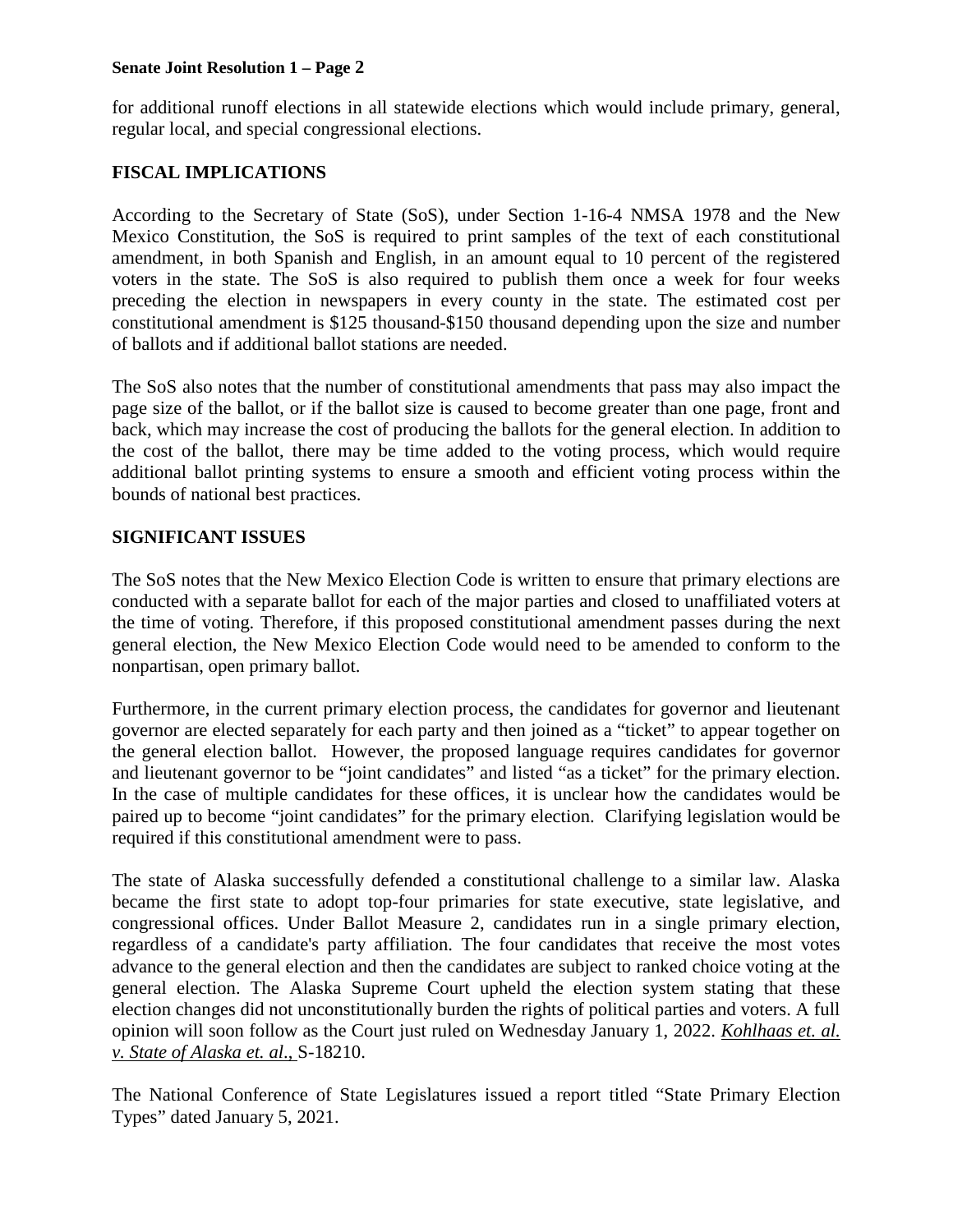for additional runoff elections in all statewide elections which would include primary, general, regular local, and special congressional elections.

## FISCAL IMPLICATIONS

According to the Secretary of State (SoS), under Section 1-16-4 NMSA 1978 and the New Mexico Constitution, the SoS is required to print samples of the text of each constitutional amendment, in both Spanish and English, in an amount equal to 10 percent of the registered voters in the state. The SoS is also required to publish them once a week for four weeks preceding the election in newspapers in every county in the state. The estimated cost per constitutional amendment is $125 thousand-$150 thousand depending upon the size and number of ballots and if additional ballot stations are needed.

The SoS also notes that the number of constitutional amendments that pass may also impact the page size of the ballot, or if the ballot size is caused to become greater than one page, front and back, which may increase the cost of producing the ballots for the general election. In addition to the cost of the ballot, there may be time added to the voting process, which would require additional ballot printing systems to ensure a smooth and efficient voting process within the bounds of national best practices.

## SIGNIFICANT ISSUES

The SoS notes that the New Mexico Election Code is written to ensure that primary elections are conducted with a separate ballot for each of the major parties and closed to unaffiliated voters at the time of voting. Therefore, if this proposed constitutional amendment passes during the next general election, the New Mexico Election Code would need to be amended to conform to the nonpartisan, open primary ballot.

Furthermore, in the current primary election process, the candidates for governor and lieutenant governor are elected separately for each party and then joined as a "ticket" to appear together on the general election ballot. However, the proposed language requires candidates for governor and lieutenant governor to be "joint candidates" and listed "as a ticket" for the primary election. In the case of multiple candidates for these offices, it is unclear how the candidates would be paired up to become "joint candidates" for the primary election. Clarifying legislation would be required if this constitutional amendment were to pass.

The state of Alaska successfully defended a constitutional challenge to a similar law. Alaska became the first state to adopt top-four primaries for state executive, state legislative, and congressional offices. Under Ballot Measure 2, candidates run in a single primary election, regardless of a candidate's party affiliation. The four candidates that receive the most votes advance to the general election and then the candidates are subject to ranked choice voting at the general election. The Alaska Supreme Court upheld the election system stating that these election changes did not unconstitutionally burden the rights of political parties and voters. A full opinion will soon follow as the Court just ruled on Wednesday January 1, 2022. *Kohlhaas et. al. v. State of Alaska et. al.,* S-18210.

The National Conference of State Legislatures issued a report titled "State Primary Election Types" dated January 5, 2021.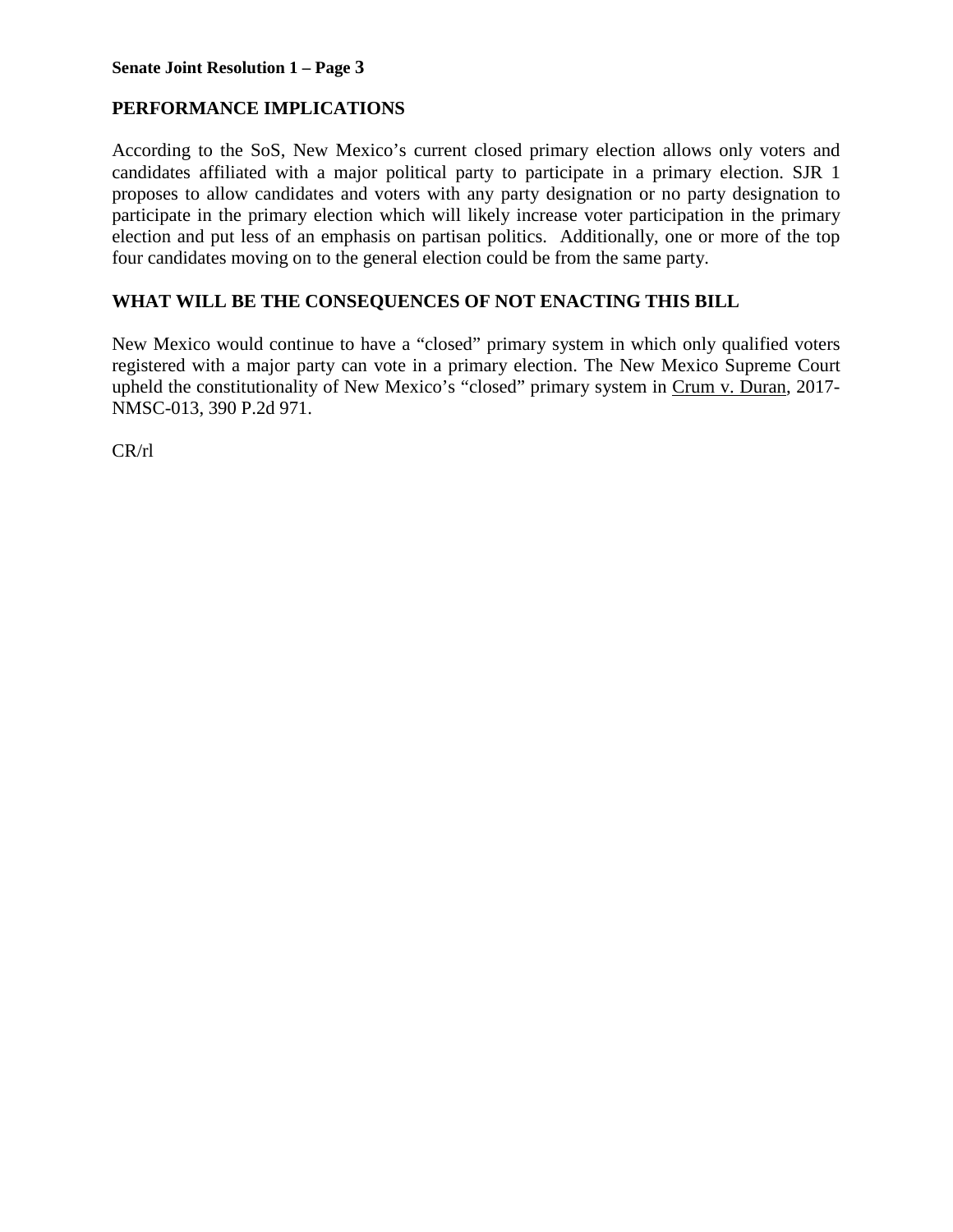## PERFORMANCE IMPLICATIONS

According to the SoS, New Mexico's current closed primary election allows only voters and candidates affiliated with a major political party to participate in a primary election. SJR 1 proposes to allow candidates and voters with any party designation or no party designation to participate in the primary election which will likely increase voter participation in the primary election and put less of an emphasis on partisan politics. Additionally, one or more of the top four candidates moving on to the general election could be from the same party.

## WHAT WILL BE THE CONSEQUENCES OF NOT ENACTING THIS BILL

New Mexico would continue to have a "closed" primary system in which only qualified voters registered with a major party can vote in a primary election. The New Mexico Supreme Court upheld the constitutionality of New Mexico's "closed" primary system in Crum v. Duran, 2017-NMSC-013, 390 P.2d 971.

CR/rl